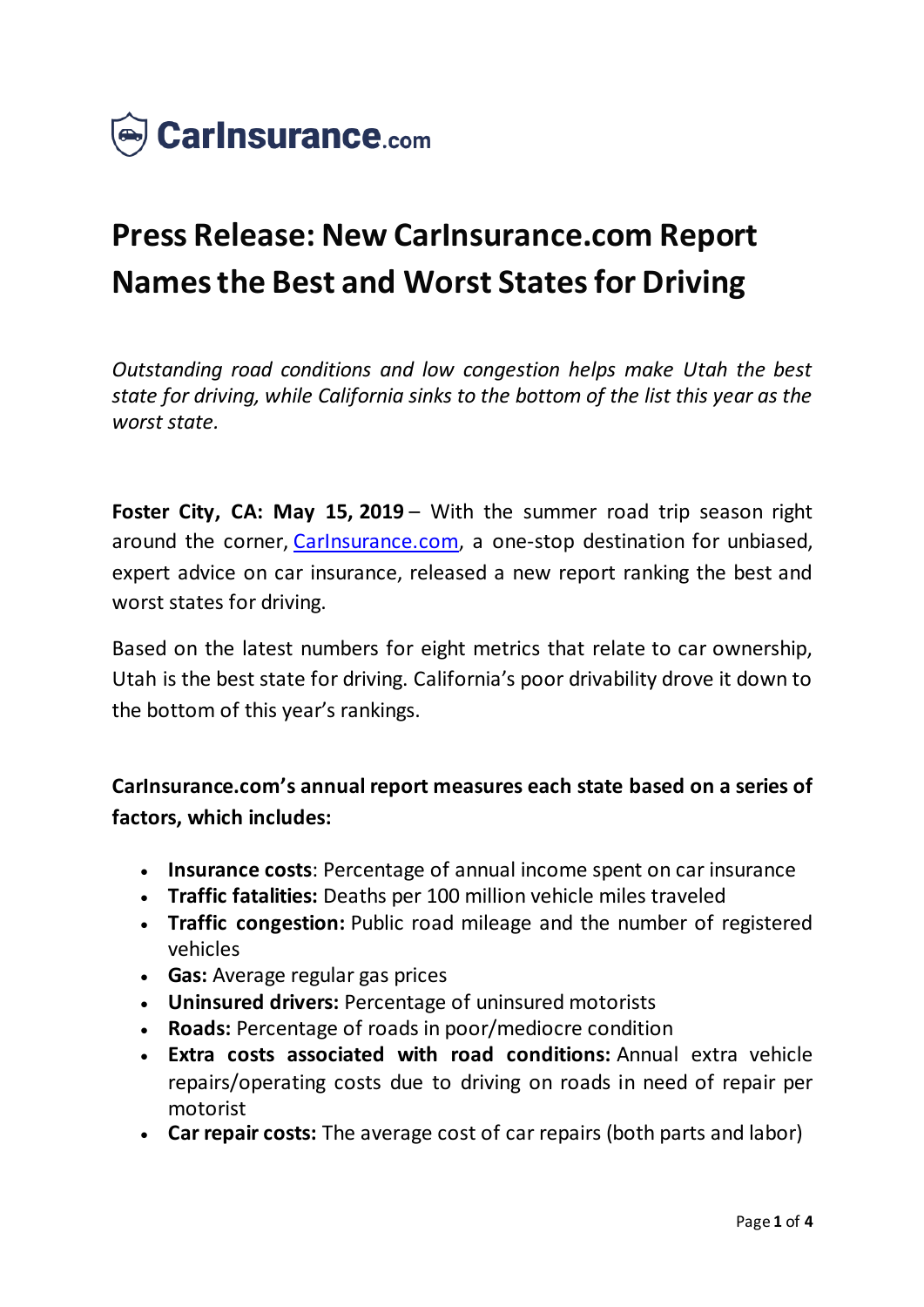CarInsurance.com

# Press Release: New CarInsurance.com Report Names the Best and Worst States for Driving

*Outstanding road conditions and low congestion helps make Utah the best state for driving, while California sinks to the bottom of the list this year as the worst state.*

**Foster City, CA: May 15, 2019** – With the summer road trip season right around the corner, CarInsurance.com, a one-stop destination for unbiased, expert advice on car insurance, released a new report ranking the best and worst states for driving.

Based on the latest numbers for eight metrics that relate to car ownership, Utah is the best state for driving. California's poor drivability drove it down to the bottom of this year's rankings.

**CarInsurance.com's annual report measures each state based on a series of factors, which includes:**

- **Insurance costs**: Percentage of annual income spent on car insurance
- **Traffic fatalities:** Deaths per 100 million vehicle miles traveled
- **Traffic congestion:** Public road mileage and the number of registered vehicles
- **Gas:** Average regular gas prices
- **Uninsured drivers:** Percentage of uninsured motorists
- **Roads:** Percentage of roads in poor/mediocre condition
- **Extra costs associated with road conditions:** Annual extra vehicle repairs/operating costs due to driving on roads in need of repair per motorist
- **Car repair costs:** The average cost of car repairs (both parts and labor)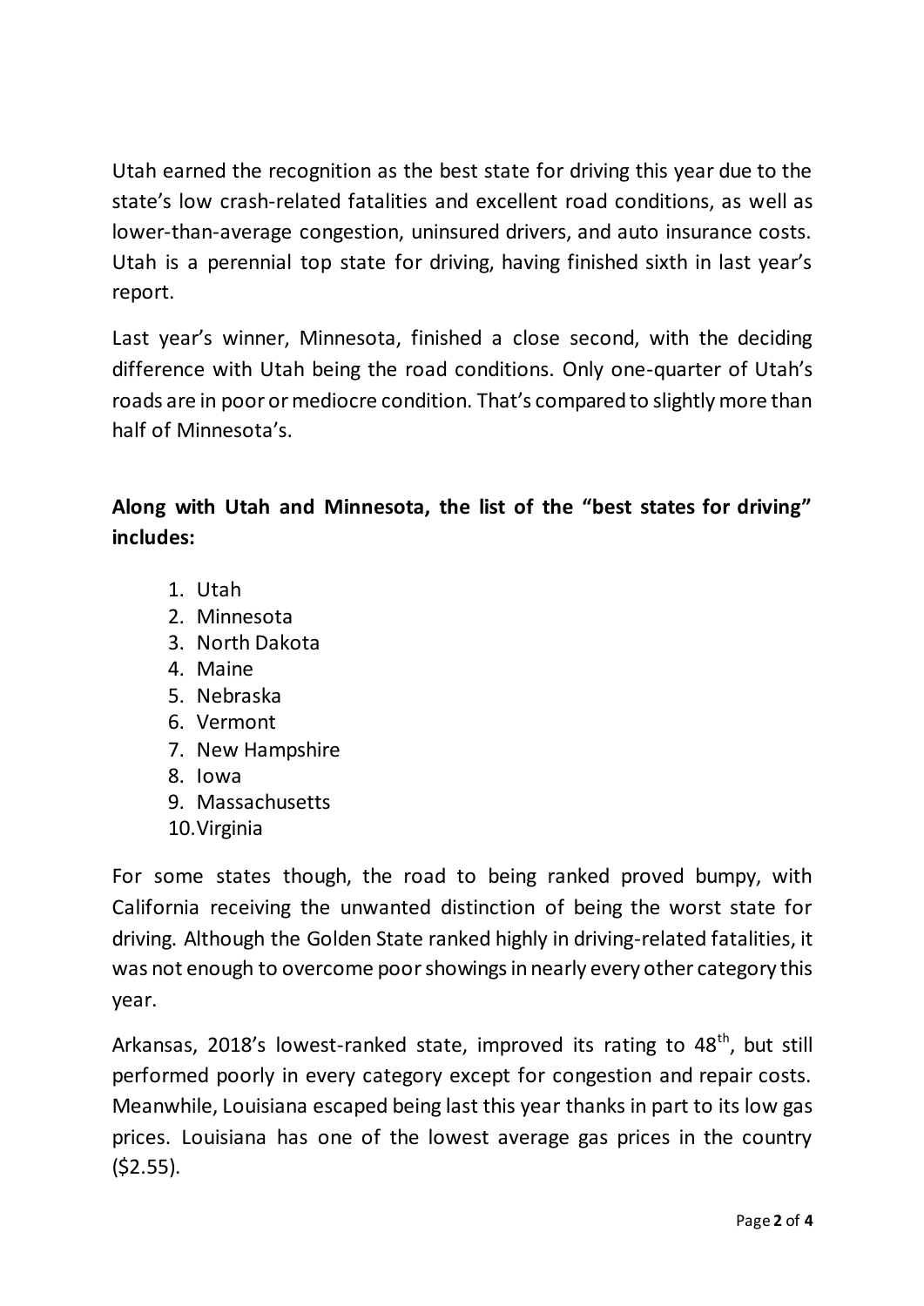Utah earned the recognition as the best state for driving this year due to the state's low crash-related fatalities and excellent road conditions, as well as lower-than-average congestion, uninsured drivers, and auto insurance costs. Utah is a perennial top state for driving, having finished sixth in last year's report.

Last year's winner, Minnesota, finished a close second, with the deciding difference with Utah being the road conditions. Only one-quarter of Utah's roads are in poor or mediocre condition. That's compared to slightly more than half of Minnesota's.

**Along with Utah and Minnesota, the list of the "best states for driving" includes:**

1. Utah
2. Minnesota
3. North Dakota
4. Maine
5. Nebraska
6. Vermont
7. New Hampshire
8. Iowa
9. Massachusetts
10. Virginia

For some states though, the road to being ranked proved bumpy, with California receiving the unwanted distinction of being the worst state for driving. Although the Golden State ranked highly in driving-related fatalities, it was not enough to overcome poor showings in nearly every other category this year.

Arkansas, 2018's lowest-ranked state, improved its rating to 48th, but still performed poorly in every category except for congestion and repair costs. Meanwhile, Louisiana escaped being last this year thanks in part to its low gas prices. Louisiana has one of the lowest average gas prices in the country ($2.55).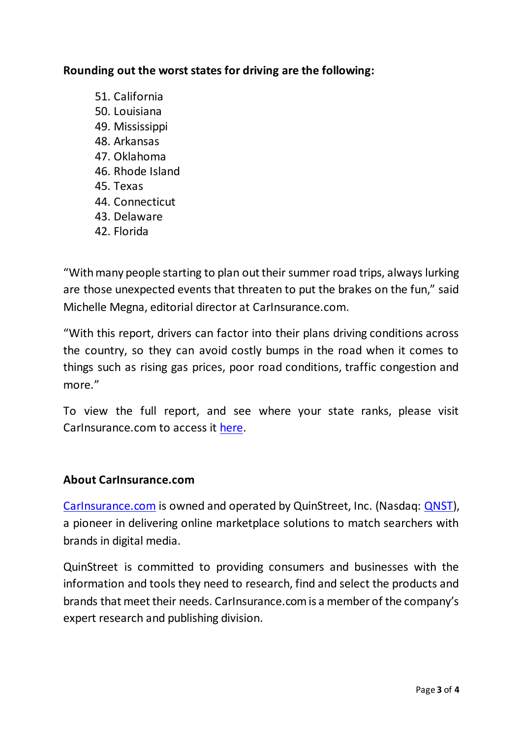**Rounding out the worst states for driving are the following:**

51. California
50. Louisiana
49. Mississippi
48. Arkansas
47. Oklahoma
46. Rhode Island
45. Texas
44. Connecticut
43. Delaware
42. Florida

"With many people starting to plan out their summer road trips, always lurking are those unexpected events that threaten to put the brakes on the fun," said Michelle Megna, editorial director at CarInsurance.com.

"With this report, drivers can factor into their plans driving conditions across the country, so they can avoid costly bumps in the road when it comes to things such as rising gas prices, poor road conditions, traffic congestion and more."

To view the full report, and see where your state ranks, please visit CarInsurance.com to access it here.

## About CarInsurance.com

CarInsurance.com is owned and operated by QuinStreet, Inc. (Nasdaq: QNST), a pioneer in delivering online marketplace solutions to match searchers with brands in digital media.

QuinStreet is committed to providing consumers and businesses with the information and tools they need to research, find and select the products and brands that meet their needs. CarInsurance.com is a member of the company's expert research and publishing division.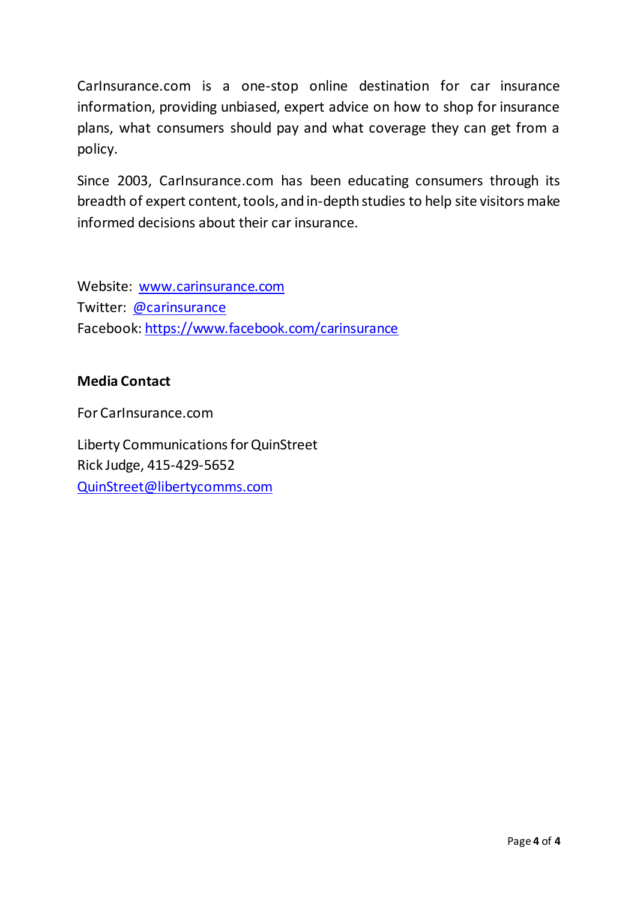CarInsurance.com is a one-stop online destination for car insurance information, providing unbiased, expert advice on how to shop for insurance plans, what consumers should pay and what coverage they can get from a policy.

Since 2003, CarInsurance.com has been educating consumers through its breadth of expert content, tools, and in-depth studies to help site visitors make informed decisions about their car insurance.

Website: [www.carinsurance.com](http://www.carinsurance.com)
Twitter: [@carinsurance](https://twitter.com/carinsurance)
Facebook: [https://www.facebook.com/carinsurance](https://www.facebook.com/carinsurance)

**Media Contact**

For CarInsurance.com

Liberty Communications for QuinStreet
Rick Judge, 415-429-5652
[QuinStreet@libertycomms.com](mailto:QuinStreet@libertycomms.com)